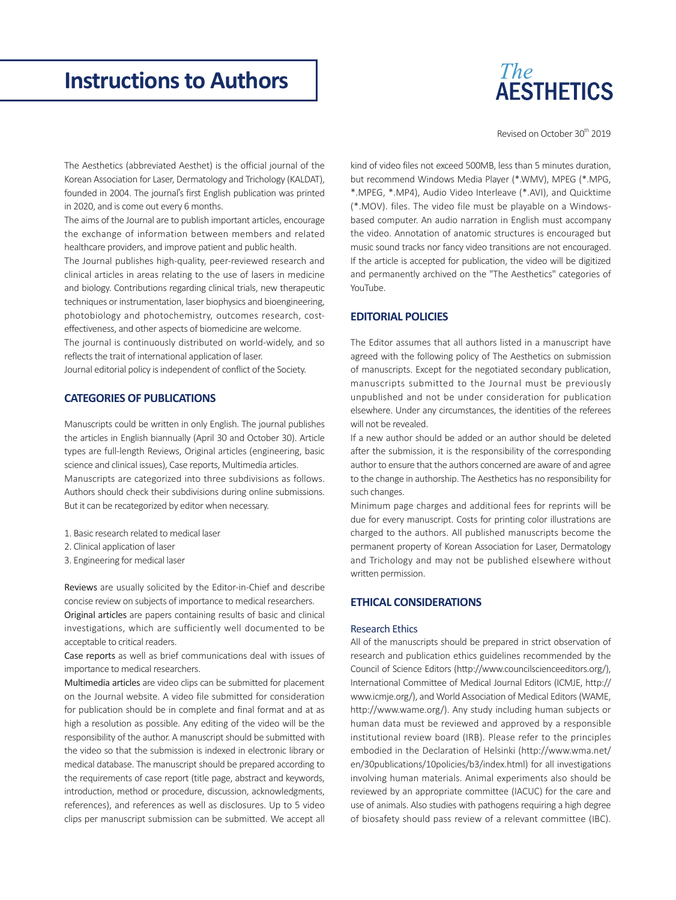# Instructions to Authors

*The* **AESTHETICS**

Revised on October 30th 2019

The Aesthetics (abbreviated Aesthet) is the official journal of the Korean Association for Laser, Dermatology and Trichology (KALDAT), founded in 2004. The journal's first English publication was printed in 2020, and is come out every 6 months.

The aims of the Journal are to publish important articles, encourage the exchange of information between members and related healthcare providers, and improve patient and public health.

The Journal publishes high-quality, peer-reviewed research and clinical articles in areas relating to the use of lasers in medicine and biology. Contributions regarding clinical trials, new therapeutic techniques or instrumentation, laser biophysics and bioengineering, photobiology and photochemistry, outcomes research, cost-effectiveness, and other aspects of biomedicine are welcome.

The journal is continuously distributed on world-widely, and so reflects the trait of international application of laser.

Journal editorial policy is independent of conflict of the Society.

## CATEGORIES OF PUBLICATIONS

Manuscripts could be written in only English. The journal publishes the articles in English biannually (April 30 and October 30). Article types are full-length Reviews, Original articles (engineering, basic science and clinical issues), Case reports, Multimedia articles.

Manuscripts are categorized into three subdivisions as follows. Authors should check their subdivisions during online submissions. But it can be recategorized by editor when necessary.

1. Basic research related to medical laser
2. Clinical application of laser
3. Engineering for medical laser

Reviews are usually solicited by the Editor-in-Chief and describe concise review on subjects of importance to medical researchers.

Original articles are papers containing results of basic and clinical investigations, which are sufficiently well documented to be acceptable to critical readers.

Case reports as well as brief communications deal with issues of importance to medical researchers.

Multimedia articles are video clips can be submitted for placement on the Journal website. A video file submitted for consideration for publication should be in complete and final format and at as high a resolution as possible. Any editing of the video will be the responsibility of the author. A manuscript should be submitted with the video so that the submission is indexed in electronic library or medical database. The manuscript should be prepared according to the requirements of case report (title page, abstract and keywords, introduction, method or procedure, discussion, acknowledgments, references), and references as well as disclosures. Up to 5 video clips per manuscript submission can be submitted. We accept all kind of video files not exceed 500MB, less than 5 minutes duration, but recommend Windows Media Player (*.WMV), MPEG (*.MPG, *.MPEG, *.MP4), Audio Video Interleave (*.AVI), and Quicktime (*.MOV). files. The video file must be playable on a Windows-based computer. An audio narration in English must accompany the video. Annotation of anatomic structures is encouraged but music sound tracks nor fancy video transitions are not encouraged. If the article is accepted for publication, the video will be digitized and permanently archived on the "The Aesthetics" categories of YouTube.

## EDITORIAL POLICIES

The Editor assumes that all authors listed in a manuscript have agreed with the following policy of The Aesthetics on submission of manuscripts. Except for the negotiated secondary publication, manuscripts submitted to the Journal must be previously unpublished and not be under consideration for publication elsewhere. Under any circumstances, the identities of the referees will not be revealed.

If a new author should be added or an author should be deleted after the submission, it is the responsibility of the corresponding author to ensure that the authors concerned are aware of and agree to the change in authorship. The Aesthetics has no responsibility for such changes.

Minimum page charges and additional fees for reprints will be due for every manuscript. Costs for printing color illustrations are charged to the authors. All published manuscripts become the permanent property of Korean Association for Laser, Dermatology and Trichology and may not be published elsewhere without written permission.

## ETHICAL CONSIDERATIONS

### Research Ethics

All of the manuscripts should be prepared in strict observation of research and publication ethics guidelines recommended by the Council of Science Editors (http://www.councilscienceeditors.org/), International Committee of Medical Journal Editors (ICMJE, http://www.icmje.org/), and World Association of Medical Editors (WAME, http://www.wame.org/). Any study including human subjects or human data must be reviewed and approved by a responsible institutional review board (IRB). Please refer to the principles embodied in the Declaration of Helsinki (http://www.wma.net/en/30publications/10policies/b3/index.html) for all investigations involving human materials. Animal experiments also should be reviewed by an appropriate committee (IACUC) for the care and use of animals. Also studies with pathogens requiring a high degree of biosafety should pass review of a relevant committee (IBC).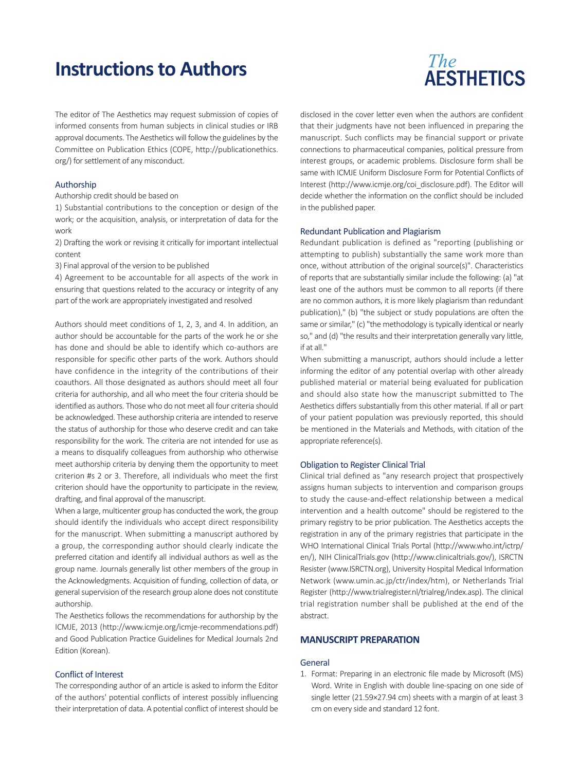# Instructions to Authors

The editor of The Aesthetics may request submission of copies of informed consents from human subjects in clinical studies or IRB approval documents. The Aesthetics will follow the guidelines by the Committee on Publication Ethics (COPE, http://publicationethics.org/) for settlement of any misconduct.

### Authorship

Authorship credit should be based on

1) Substantial contributions to the conception or design of the work; or the acquisition, analysis, or interpretation of data for the work

2) Drafting the work or revising it critically for important intellectual content

3) Final approval of the version to be published

4) Agreement to be accountable for all aspects of the work in ensuring that questions related to the accuracy or integrity of any part of the work are appropriately investigated and resolved

Authors should meet conditions of 1, 2, 3, and 4. In addition, an author should be accountable for the parts of the work he or she has done and should be able to identify which co-authors are responsible for specific other parts of the work. Authors should have confidence in the integrity of the contributions of their coauthors. All those designated as authors should meet all four criteria for authorship, and all who meet the four criteria should be identified as authors. Those who do not meet all four criteria should be acknowledged. These authorship criteria are intended to reserve the status of authorship for those who deserve credit and can take responsibility for the work. The criteria are not intended for use as a means to disqualify colleagues from authorship who otherwise meet authorship criteria by denying them the opportunity to meet criterion #s 2 or 3. Therefore, all individuals who meet the first criterion should have the opportunity to participate in the review, drafting, and final approval of the manuscript.

When a large, multicenter group has conducted the work, the group should identify the individuals who accept direct responsibility for the manuscript. When submitting a manuscript authored by a group, the corresponding author should clearly indicate the preferred citation and identify all individual authors as well as the group name. Journals generally list other members of the group in the Acknowledgments. Acquisition of funding, collection of data, or general supervision of the research group alone does not constitute authorship.

The Aesthetics follows the recommendations for authorship by the ICMJE, 2013 (http://www.icmje.org/icmje-recommendations.pdf) and Good Publication Practice Guidelines for Medical Journals 2nd Edition (Korean).

### Conflict of Interest

The corresponding author of an article is asked to inform the Editor of the authors' potential conflicts of interest possibly influencing their interpretation of data. A potential conflict of interest should be disclosed in the cover letter even when the authors are confident that their judgments have not been influenced in preparing the manuscript. Such conflicts may be financial support or private connections to pharmaceutical companies, political pressure from interest groups, or academic problems. Disclosure form shall be same with ICMJE Uniform Disclosure Form for Potential Conflicts of Interest (http://www.icmje.org/coi_disclosure.pdf). The Editor will decide whether the information on the conflict should be included in the published paper.

### Redundant Publication and Plagiarism

Redundant publication is defined as "reporting (publishing or attempting to publish) substantially the same work more than once, without attribution of the original source(s)". Characteristics of reports that are substantially similar include the following: (a) "at least one of the authors must be common to all reports (if there are no common authors, it is more likely plagiarism than redundant publication)," (b) "the subject or study populations are often the same or similar," (c) "the methodology is typically identical or nearly so," and (d) "the results and their interpretation generally vary little, if at all."

When submitting a manuscript, authors should include a letter informing the editor of any potential overlap with other already published material or material being evaluated for publication and should also state how the manuscript submitted to The Aesthetics differs substantially from this other material. If all or part of your patient population was previously reported, this should be mentioned in the Materials and Methods, with citation of the appropriate reference(s).

### Obligation to Register Clinical Trial

Clinical trial defined as "any research project that prospectively assigns human subjects to intervention and comparison groups to study the cause-and-effect relationship between a medical intervention and a health outcome" should be registered to the primary registry to be prior publication. The Aesthetics accepts the registration in any of the primary registries that participate in the WHO International Clinical Trials Portal (http://www.who.int/ictrp/en/), NIH ClinicalTrials.gov (http://www.clinicaltrials.gov/), ISRCTN Resister (www.ISRCTN.org), University Hospital Medical Information Network (www.umin.ac.jp/ctr/index/htm), or Netherlands Trial Register (http://www.trialregister.nl/trialreg/index.asp). The clinical trial registration number shall be published at the end of the abstract.

## MANUSCRIPT PREPARATION

### General

1. Format: Preparing in an electronic file made by Microsoft (MS) Word. Write in English with double line-spacing on one side of single letter (21.59×27.94 cm) sheets with a margin of at least 3 cm on every side and standard 12 font.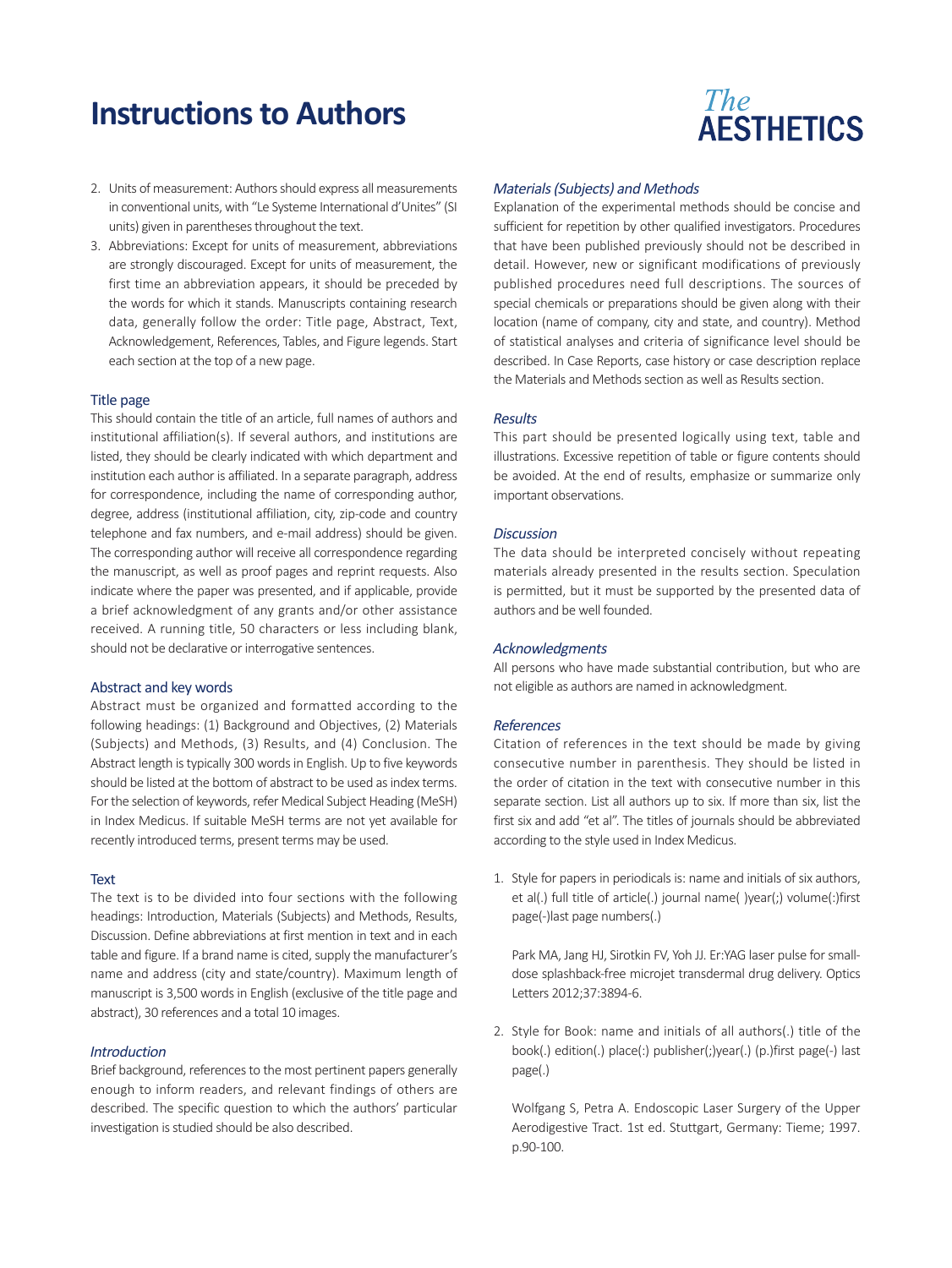# Instructions to Authors

2. Units of measurement: Authors should express all measurements in conventional units, with "Le Systeme International d'Unites" (SI units) given in parentheses throughout the text.
3. Abbreviations: Except for units of measurement, abbreviations are strongly discouraged. Except for units of measurement, the first time an abbreviation appears, it should be preceded by the words for which it stands. Manuscripts containing research data, generally follow the order: Title page, Abstract, Text, Acknowledgement, References, Tables, and Figure legends. Start each section at the top of a new page.

## Title page

This should contain the title of an article, full names of authors and institutional affiliation(s). If several authors, and institutions are listed, they should be clearly indicated with which department and institution each author is affiliated. In a separate paragraph, address for correspondence, including the name of corresponding author, degree, address (institutional affiliation, city, zip-code and country telephone and fax numbers, and e-mail address) should be given. The corresponding author will receive all correspondence regarding the manuscript, as well as proof pages and reprint requests. Also indicate where the paper was presented, and if applicable, provide a brief acknowledgment of any grants and/or other assistance received. A running title, 50 characters or less including blank, should not be declarative or interrogative sentences.

## Abstract and key words

Abstract must be organized and formatted according to the following headings: (1) Background and Objectives, (2) Materials (Subjects) and Methods, (3) Results, and (4) Conclusion. The Abstract length is typically 300 words in English. Up to five keywords should be listed at the bottom of abstract to be used as index terms. For the selection of keywords, refer Medical Subject Heading (MeSH) in Index Medicus. If suitable MeSH terms are not yet available for recently introduced terms, present terms may be used.

## Text

The text is to be divided into four sections with the following headings: Introduction, Materials (Subjects) and Methods, Results, Discussion. Define abbreviations at first mention in text and in each table and figure. If a brand name is cited, supply the manufacturer's name and address (city and state/country). Maximum length of manuscript is 3,500 words in English (exclusive of the title page and abstract), 30 references and a total 10 images.

### *Introduction*

Brief background, references to the most pertinent papers generally enough to inform readers, and relevant findings of others are described. The specific question to which the authors' particular investigation is studied should be also described.

### *Materials (Subjects) and Methods*

Explanation of the experimental methods should be concise and sufficient for repetition by other qualified investigators. Procedures that have been published previously should not be described in detail. However, new or significant modifications of previously published procedures need full descriptions. The sources of special chemicals or preparations should be given along with their location (name of company, city and state, and country). Method of statistical analyses and criteria of significance level should be described. In Case Reports, case history or case description replace the Materials and Methods section as well as Results section.

### *Results*

This part should be presented logically using text, table and illustrations. Excessive repetition of table or figure contents should be avoided. At the end of results, emphasize or summarize only important observations.

### *Discussion*

The data should be interpreted concisely without repeating materials already presented in the results section. Speculation is permitted, but it must be supported by the presented data of authors and be well founded.

### *Acknowledgments*

All persons who have made substantial contribution, but who are not eligible as authors are named in acknowledgment.

### *References*

Citation of references in the text should be made by giving consecutive number in parenthesis. They should be listed in the order of citation in the text with consecutive number in this separate section. List all authors up to six. If more than six, list the first six and add "et al". The titles of journals should be abbreviated according to the style used in Index Medicus.

1. Style for papers in periodicals is: name and initials of six authors, et al(.) full title of article(.) journal name( )year(;) volume(:)first page(-)last page numbers(.)

   Park MA, Jang HJ, Sirotkin FV, Yoh JJ. Er:YAG laser pulse for small-dose splashback-free microjet transdermal drug delivery. Optics Letters 2012;37:3894-6.

2. Style for Book: name and initials of all authors(.) title of the book(.) edition(.) place(:) publisher(;)year(.) (p.)first page(-) last page(.)

   Wolfgang S, Petra A. Endoscopic Laser Surgery of the Upper Aerodigestive Tract. 1st ed. Stuttgart, Germany: Tieme; 1997. p.90-100.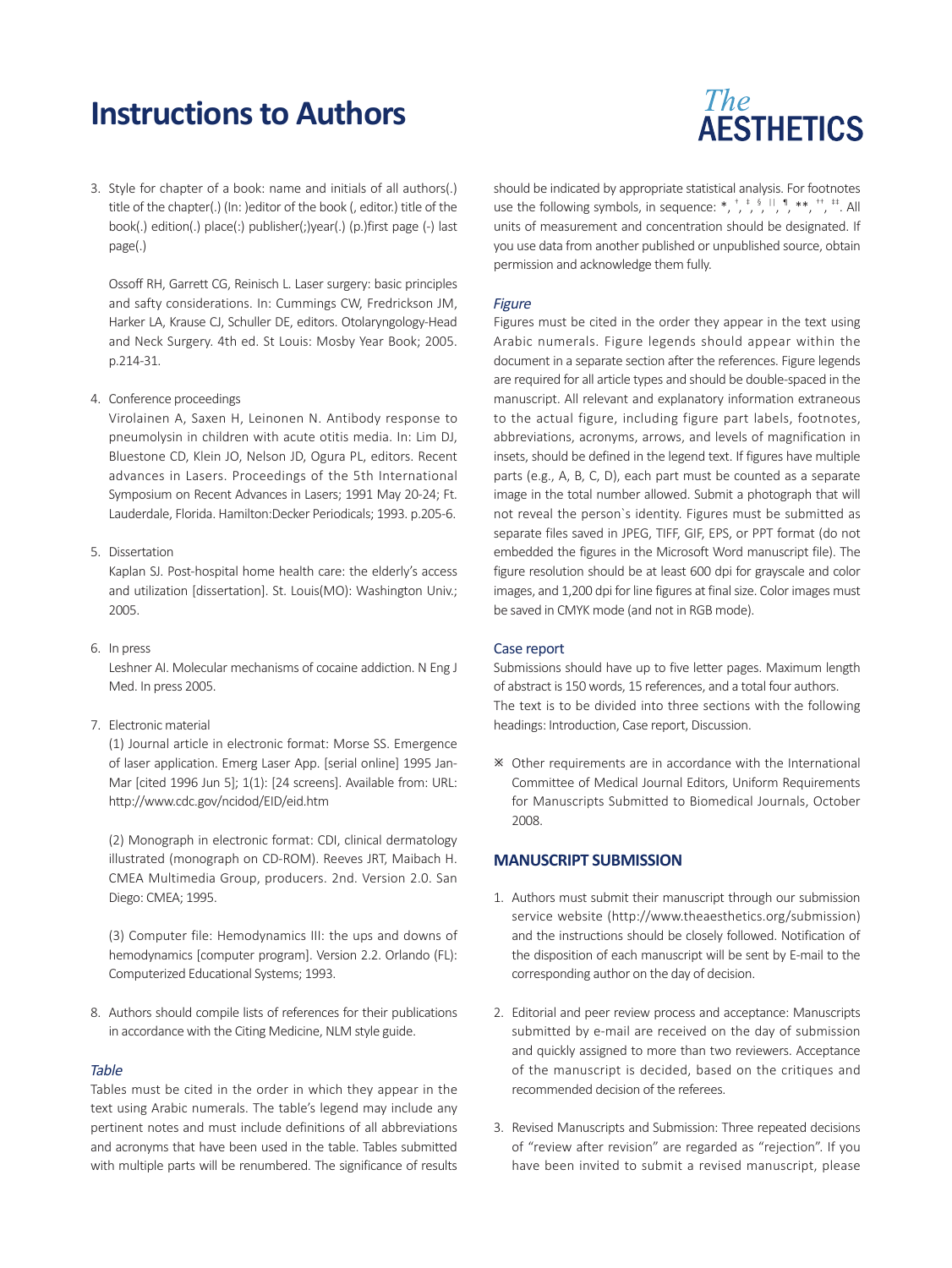# Instructions to Authors

3. Style for chapter of a book: name and initials of all authors(.) title of the chapter(.) (In: )editor of the book (, editor.) title of the book(.) edition(.) place(:) publisher(;)year(.) (p.)first page (-) last page(.)

   Ossoff RH, Garrett CG, Reinisch L. Laser surgery: basic principles and safty considerations. In: Cummings CW, Fredrickson JM, Harker LA, Krause CJ, Schuller DE, editors. Otolaryngology-Head and Neck Surgery. 4th ed. St Louis: Mosby Year Book; 2005. p.214-31.

4. Conference proceedings
   Virolainen A, Saxen H, Leinonen N. Antibody response to pneumolysin in children with acute otitis media. In: Lim DJ, Bluestone CD, Klein JO, Nelson JD, Ogura PL, editors. Recent advances in Lasers. Proceedings of the 5th International Symposium on Recent Advances in Lasers; 1991 May 20-24; Ft. Lauderdale, Florida. Hamilton:Decker Periodicals; 1993. p.205-6.

5. Dissertation
   Kaplan SJ. Post-hospital home health care: the elderly's access and utilization [dissertation]. St. Louis(MO): Washington Univ.; 2005.

6. In press
   Leshner AI. Molecular mechanisms of cocaine addiction. N Eng J Med. In press 2005.

7. Electronic material
   (1) Journal article in electronic format: Morse SS. Emergence of laser application. Emerg Laser App. [serial online] 1995 Jan-Mar [cited 1996 Jun 5]; 1(1): [24 screens]. Available from: URL: http://www.cdc.gov/ncidod/EID/eid.htm

   (2) Monograph in electronic format: CDI, clinical dermatology illustrated (monograph on CD-ROM). Reeves JRT, Maibach H. CMEA Multimedia Group, producers. 2nd. Version 2.0. San Diego: CMEA; 1995.

   (3) Computer file: Hemodynamics III: the ups and downs of hemodynamics [computer program]. Version 2.2. Orlando (FL): Computerized Educational Systems; 1993.

8. Authors should compile lists of references for their publications in accordance with the Citing Medicine, NLM style guide.

### *Table*

Tables must be cited in the order in which they appear in the text using Arabic numerals. The table's legend may include any pertinent notes and must include definitions of all abbreviations and acronyms that have been used in the table. Tables submitted with multiple parts will be renumbered. The significance of results should be indicated by appropriate statistical analysis. For footnotes use the following symbols, in sequence: *, †, ‡, §, ||, ¶, **, ††, ‡‡. All units of measurement and concentration should be designated. If you use data from another published or unpublished source, obtain permission and acknowledge them fully.

### *Figure*

Figures must be cited in the order they appear in the text using Arabic numerals. Figure legends should appear within the document in a separate section after the references. Figure legends are required for all article types and should be double-spaced in the manuscript. All relevant and explanatory information extraneous to the actual figure, including figure part labels, footnotes, abbreviations, acronyms, arrows, and levels of magnification in insets, should be defined in the legend text. If figures have multiple parts (e.g., A, B, C, D), each part must be counted as a separate image in the total number allowed. Submit a photograph that will not reveal the person`s identity. Figures must be submitted as separate files saved in JPEG, TIFF, GIF, EPS, or PPT format (do not embedded the figures in the Microsoft Word manuscript file). The figure resolution should be at least 600 dpi for grayscale and color images, and 1,200 dpi for line figures at final size. Color images must be saved in CMYK mode (and not in RGB mode).

### Case report

Submissions should have up to five letter pages. Maximum length of abstract is 150 words, 15 references, and a total four authors.
The text is to be divided into three sections with the following headings: Introduction, Case report, Discussion.

※ Other requirements are in accordance with the International Committee of Medical Journal Editors, Uniform Requirements for Manuscripts Submitted to Biomedical Journals, October 2008.

## MANUSCRIPT SUBMISSION

1. Authors must submit their manuscript through our submission service website (http://www.theaesthetics.org/submission) and the instructions should be closely followed. Notification of the disposition of each manuscript will be sent by E-mail to the corresponding author on the day of decision.

2. Editorial and peer review process and acceptance: Manuscripts submitted by e-mail are received on the day of submission and quickly assigned to more than two reviewers. Acceptance of the manuscript is decided, based on the critiques and recommended decision of the referees.

3. Revised Manuscripts and Submission: Three repeated decisions of "review after revision" are regarded as "rejection". If you have been invited to submit a revised manuscript, please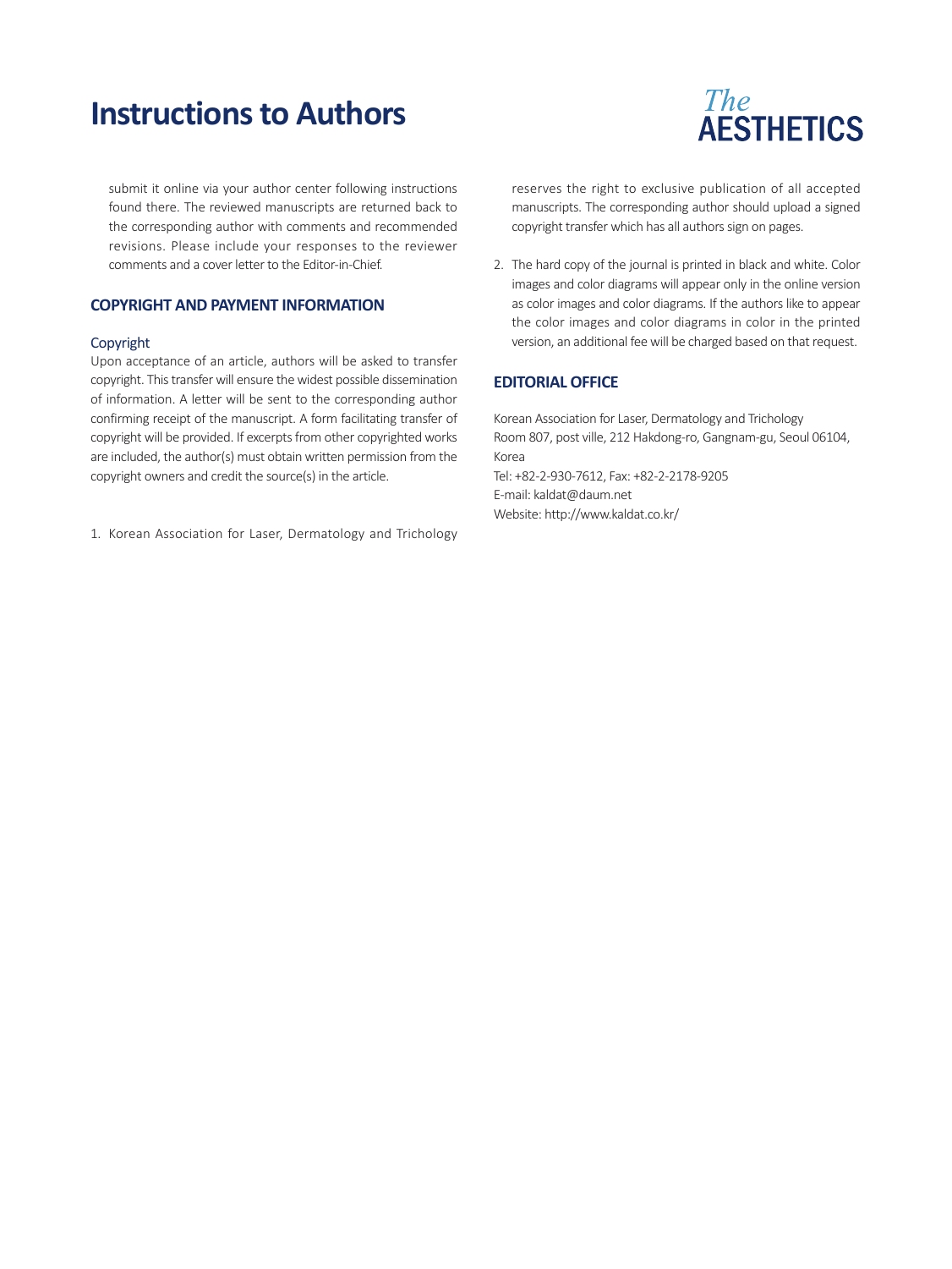# Instructions to Authors

submit it online via your author center following instructions found there. The reviewed manuscripts are returned back to the corresponding author with comments and recommended revisions. Please include your responses to the reviewer comments and a cover letter to the Editor-in-Chief.

## COPYRIGHT AND PAYMENT INFORMATION

### Copyright

Upon acceptance of an article, authors will be asked to transfer copyright. This transfer will ensure the widest possible dissemination of information. A letter will be sent to the corresponding author confirming receipt of the manuscript. A form facilitating transfer of copyright will be provided. If excerpts from other copyrighted works are included, the author(s) must obtain written permission from the copyright owners and credit the source(s) in the article.

1. Korean Association for Laser, Dermatology and Trichology reserves the right to exclusive publication of all accepted manuscripts. The corresponding author should upload a signed copyright transfer which has all authors sign on pages.

2. The hard copy of the journal is printed in black and white. Color images and color diagrams will appear only in the online version as color images and color diagrams. If the authors like to appear the color images and color diagrams in color in the printed version, an additional fee will be charged based on that request.

## EDITORIAL OFFICE

Korean Association for Laser, Dermatology and Trichology
Room 807, post ville, 212 Hakdong-ro, Gangnam-gu, Seoul 06104, Korea
Tel: +82-2-930-7612, Fax: +82-2-2178-9205
E-mail: kaldat@daum.net
Website: http://www.kaldat.co.kr/